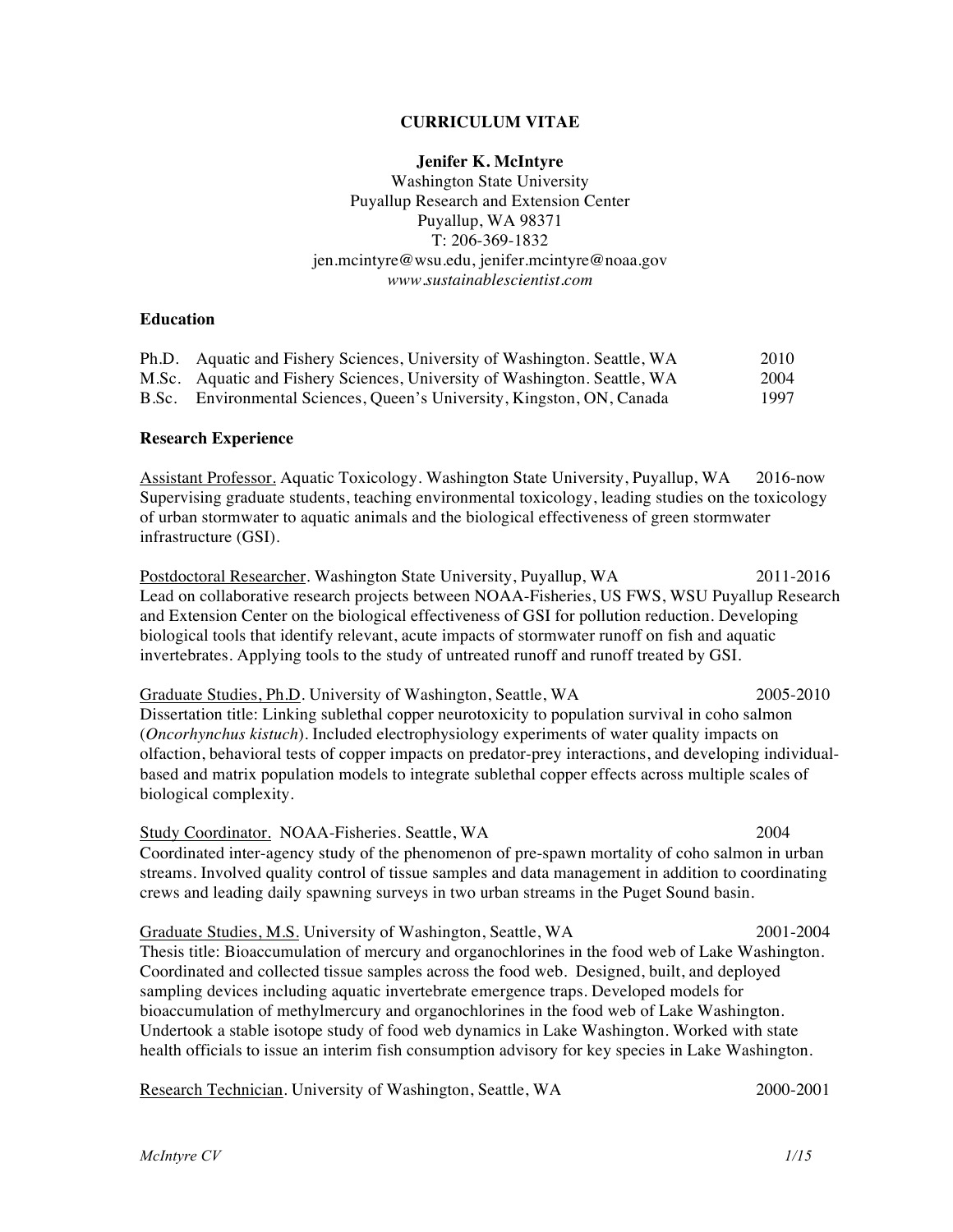# CURRICULUM VITAE

**Jenifer K. McIntyre**
Washington State University
Puyallup Research and Extension Center
Puyallup, WA 98371
T: 206-369-1832
jen.mcintyre@wsu.edu, jenifer.mcintyre@noaa.gov
*www.sustainablescientist.com*

## Education

| | | |
|---|---|---|
| Ph.D. | Aquatic and Fishery Sciences, University of Washington. Seattle, WA | 2010 |
| M.Sc. | Aquatic and Fishery Sciences, University of Washington. Seattle, WA | 2004 |
| B.Sc. | Environmental Sciences, Queen's University, Kingston, ON, Canada | 1997 |

## Research Experience

<u>Assistant Professor.</u> Aquatic Toxicology. Washington State University, Puyallup, WA 2016-now
Supervising graduate students, teaching environmental toxicology, leading studies on the toxicology of urban stormwater to aquatic animals and the biological effectiveness of green stormwater infrastructure (GSI).

<u>Postdoctoral Researcher</u>. Washington State University, Puyallup, WA 2011-2016
Lead on collaborative research projects between NOAA-Fisheries, US FWS, WSU Puyallup Research and Extension Center on the biological effectiveness of GSI for pollution reduction. Developing biological tools that identify relevant, acute impacts of stormwater runoff on fish and aquatic invertebrates. Applying tools to the study of untreated runoff and runoff treated by GSI.

<u>Graduate Studies, Ph.D</u>. University of Washington, Seattle, WA 2005-2010
Dissertation title: Linking sublethal copper neurotoxicity to population survival in coho salmon (*Oncorhynchus kistuch*). Included electrophysiology experiments of water quality impacts on olfaction, behavioral tests of copper impacts on predator-prey interactions, and developing individual-based and matrix population models to integrate sublethal copper effects across multiple scales of biological complexity.

<u>Study Coordinator.</u> NOAA-Fisheries. Seattle, WA 2004
Coordinated inter-agency study of the phenomenon of pre-spawn mortality of coho salmon in urban streams. Involved quality control of tissue samples and data management in addition to coordinating crews and leading daily spawning surveys in two urban streams in the Puget Sound basin.

<u>Graduate Studies, M.S.</u> University of Washington, Seattle, WA 2001-2004
Thesis title: Bioaccumulation of mercury and organochlorines in the food web of Lake Washington. Coordinated and collected tissue samples across the food web. Designed, built, and deployed sampling devices including aquatic invertebrate emergence traps. Developed models for bioaccumulation of methylmercury and organochlorines in the food web of Lake Washington. Undertook a stable isotope study of food web dynamics in Lake Washington. Worked with state health officials to issue an interim fish consumption advisory for key species in Lake Washington.

<u>Research Technician</u>. University of Washington, Seattle, WA 2000-2001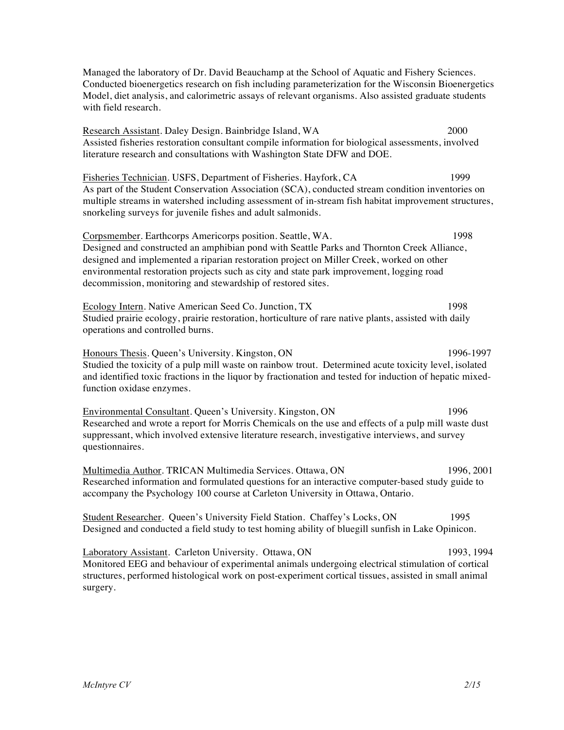Managed the laboratory of Dr. David Beauchamp at the School of Aquatic and Fishery Sciences. Conducted bioenergetics research on fish including parameterization for the Wisconsin Bioenergetics Model, diet analysis, and calorimetric assays of relevant organisms. Also assisted graduate students with field research.

Research Assistant. Daley Design. Bainbridge Island, WA 2000
Assisted fisheries restoration consultant compile information for biological assessments, involved literature research and consultations with Washington State DFW and DOE.

Fisheries Technician. USFS, Department of Fisheries. Hayfork, CA 1999
As part of the Student Conservation Association (SCA), conducted stream condition inventories on multiple streams in watershed including assessment of in-stream fish habitat improvement structures, snorkeling surveys for juvenile fishes and adult salmonids.

Corpsmember. Earthcorps Americorps position. Seattle, WA. 1998
Designed and constructed an amphibian pond with Seattle Parks and Thornton Creek Alliance, designed and implemented a riparian restoration project on Miller Creek, worked on other environmental restoration projects such as city and state park improvement, logging road decommission, monitoring and stewardship of restored sites.

Ecology Intern. Native American Seed Co. Junction, TX 1998
Studied prairie ecology, prairie restoration, horticulture of rare native plants, assisted with daily operations and controlled burns.

Honours Thesis. Queen's University. Kingston, ON 1996-1997
Studied the toxicity of a pulp mill waste on rainbow trout. Determined acute toxicity level, isolated and identified toxic fractions in the liquor by fractionation and tested for induction of hepatic mixed-function oxidase enzymes.

Environmental Consultant. Queen's University. Kingston, ON 1996
Researched and wrote a report for Morris Chemicals on the use and effects of a pulp mill waste dust suppressant, which involved extensive literature research, investigative interviews, and survey questionnaires.

Multimedia Author. TRICAN Multimedia Services. Ottawa, ON 1996, 2001
Researched information and formulated questions for an interactive computer-based study guide to accompany the Psychology 100 course at Carleton University in Ottawa, Ontario.

Student Researcher. Queen's University Field Station. Chaffey's Locks, ON 1995
Designed and conducted a field study to test homing ability of bluegill sunfish in Lake Opinicon.

Laboratory Assistant. Carleton University. Ottawa, ON 1993, 1994
Monitored EEG and behaviour of experimental animals undergoing electrical stimulation of cortical structures, performed histological work on post-experiment cortical tissues, assisted in small animal surgery.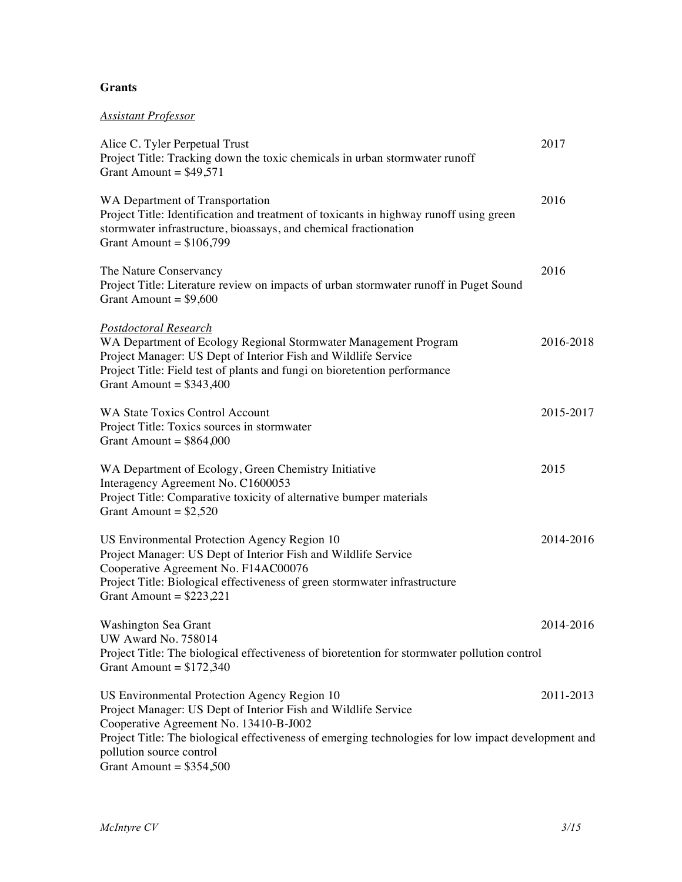**Grants**

*Assistant Professor*

Alice C. Tyler Perpetual Trust 2017
Project Title: Tracking down the toxic chemicals in urban stormwater runoff
Grant Amount = $49,571

WA Department of Transportation 2016
Project Title: Identification and treatment of toxicants in highway runoff using green stormwater infrastructure, bioassays, and chemical fractionation
Grant Amount = $106,799

The Nature Conservancy 2016
Project Title: Literature review on impacts of urban stormwater runoff in Puget Sound
Grant Amount = $9,600

*Postdoctoral Research*

WA Department of Ecology Regional Stormwater Management Program 2016-2018
Project Manager: US Dept of Interior Fish and Wildlife Service
Project Title: Field test of plants and fungi on bioretention performance
Grant Amount = $343,400

WA State Toxics Control Account 2015-2017
Project Title: Toxics sources in stormwater
Grant Amount = $864,000

WA Department of Ecology, Green Chemistry Initiative 2015
Interagency Agreement No. C1600053
Project Title: Comparative toxicity of alternative bumper materials
Grant Amount = $2,520

US Environmental Protection Agency Region 10 2014-2016
Project Manager: US Dept of Interior Fish and Wildlife Service
Cooperative Agreement No. F14AC00076
Project Title: Biological effectiveness of green stormwater infrastructure
Grant Amount = $223,221

Washington Sea Grant 2014-2016
UW Award No. 758014
Project Title: The biological effectiveness of bioretention for stormwater pollution control
Grant Amount = $172,340

US Environmental Protection Agency Region 10 2011-2013
Project Manager: US Dept of Interior Fish and Wildlife Service
Cooperative Agreement No. 13410-B-J002
Project Title: The biological effectiveness of emerging technologies for low impact development and pollution source control
Grant Amount = $354,500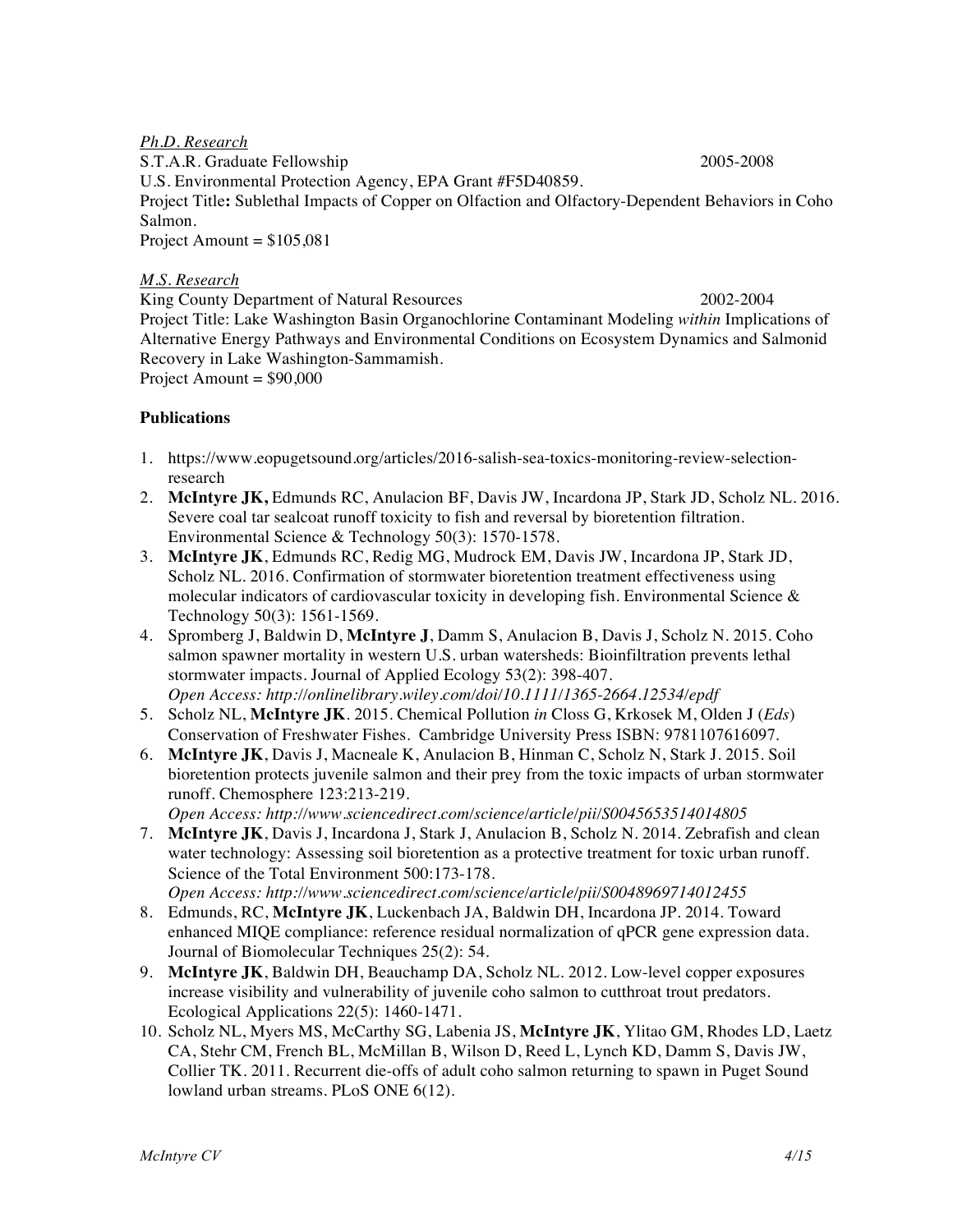*Ph.D. Research*

S.T.A.R. Graduate Fellowship 2005-2008

U.S. Environmental Protection Agency, EPA Grant #F5D40859.

Project Title**:** Sublethal Impacts of Copper on Olfaction and Olfactory-Dependent Behaviors in Coho Salmon.

Project Amount = $105,081

*M.S. Research*

King County Department of Natural Resources 2002-2004

Project Title: Lake Washington Basin Organochlorine Contaminant Modeling *within* Implications of Alternative Energy Pathways and Environmental Conditions on Ecosystem Dynamics and Salmonid Recovery in Lake Washington-Sammamish.

Project Amount = $90,000

**Publications**

1. https://www.eopugetsound.org/articles/2016-salish-sea-toxics-monitoring-review-selection-research
2. **McIntyre JK,** Edmunds RC, Anulacion BF, Davis JW, Incardona JP, Stark JD, Scholz NL. 2016. Severe coal tar sealcoat runoff toxicity to fish and reversal by bioretention filtration. Environmental Science & Technology 50(3): 1570-1578.
3. **McIntyre JK**, Edmunds RC, Redig MG, Mudrock EM, Davis JW, Incardona JP, Stark JD, Scholz NL. 2016. Confirmation of stormwater bioretention treatment effectiveness using molecular indicators of cardiovascular toxicity in developing fish. Environmental Science & Technology 50(3): 1561-1569.
4. Spromberg J, Baldwin D, **McIntyre J**, Damm S, Anulacion B, Davis J, Scholz N. 2015. Coho salmon spawner mortality in western U.S. urban watersheds: Bioinfiltration prevents lethal stormwater impacts. Journal of Applied Ecology 53(2): 398-407.
   *Open Access: http://onlinelibrary.wiley.com/doi/10.1111/1365-2664.12534/epdf*
5. Scholz NL, **McIntyre JK**. 2015. Chemical Pollution *in* Closs G, Krkosek M, Olden J (*Eds*) Conservation of Freshwater Fishes. Cambridge University Press ISBN: 9781107616097.
6. **McIntyre JK**, Davis J, Macneale K, Anulacion B, Hinman C, Scholz N, Stark J. 2015. Soil bioretention protects juvenile salmon and their prey from the toxic impacts of urban stormwater runoff. Chemosphere 123:213-219.
   *Open Access: http://www.sciencedirect.com/science/article/pii/S0045653514014805*
7. **McIntyre JK**, Davis J, Incardona J, Stark J, Anulacion B, Scholz N. 2014. Zebrafish and clean water technology: Assessing soil bioretention as a protective treatment for toxic urban runoff. Science of the Total Environment 500:173-178.
   *Open Access: http://www.sciencedirect.com/science/article/pii/S0048969714012455*
8. Edmunds, RC, **McIntyre JK**, Luckenbach JA, Baldwin DH, Incardona JP. 2014. Toward enhanced MIQE compliance: reference residual normalization of qPCR gene expression data. Journal of Biomolecular Techniques 25(2): 54.
9. **McIntyre JK**, Baldwin DH, Beauchamp DA, Scholz NL. 2012. Low-level copper exposures increase visibility and vulnerability of juvenile coho salmon to cutthroat trout predators. Ecological Applications 22(5): 1460-1471.
10. Scholz NL, Myers MS, McCarthy SG, Labenia JS, **McIntyre JK**, Ylitao GM, Rhodes LD, Laetz CA, Stehr CM, French BL, McMillan B, Wilson D, Reed L, Lynch KD, Damm S, Davis JW, Collier TK. 2011. Recurrent die-offs of adult coho salmon returning to spawn in Puget Sound lowland urban streams. PLoS ONE 6(12).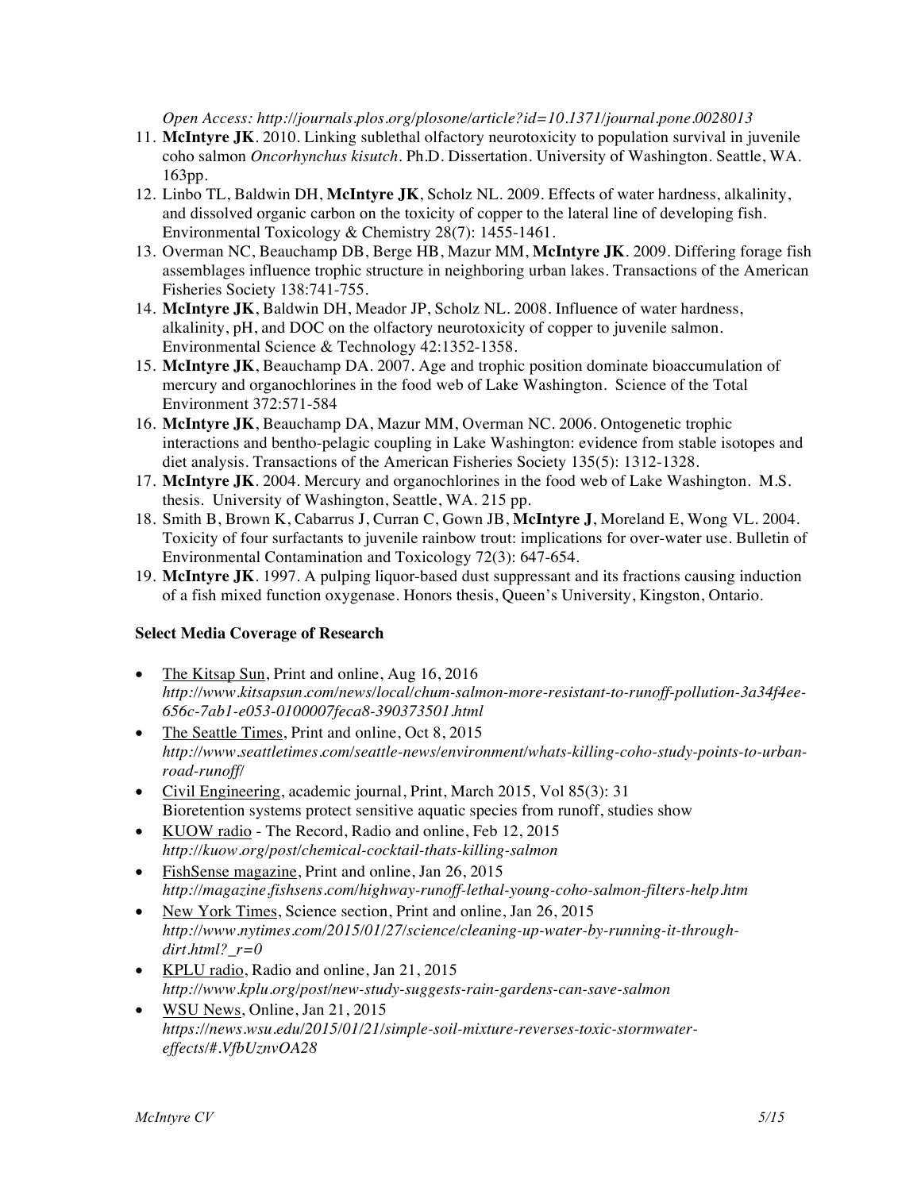*Open Access: http://journals.plos.org/plosone/article?id=10.1371/journal.pone.0028013*

11. **McIntyre JK**. 2010. Linking sublethal olfactory neurotoxicity to population survival in juvenile coho salmon *Oncorhynchus kisutch*. Ph.D. Dissertation. University of Washington. Seattle, WA. 163pp.
12. Linbo TL, Baldwin DH, **McIntyre JK**, Scholz NL. 2009. Effects of water hardness, alkalinity, and dissolved organic carbon on the toxicity of copper to the lateral line of developing fish. Environmental Toxicology & Chemistry 28(7): 1455-1461.
13. Overman NC, Beauchamp DB, Berge HB, Mazur MM, **McIntyre JK**. 2009. Differing forage fish assemblages influence trophic structure in neighboring urban lakes. Transactions of the American Fisheries Society 138:741-755.
14. **McIntyre JK**, Baldwin DH, Meador JP, Scholz NL. 2008. Influence of water hardness, alkalinity, pH, and DOC on the olfactory neurotoxicity of copper to juvenile salmon. Environmental Science & Technology 42:1352-1358.
15. **McIntyre JK**, Beauchamp DA. 2007. Age and trophic position dominate bioaccumulation of mercury and organochlorines in the food web of Lake Washington. Science of the Total Environment 372:571-584
16. **McIntyre JK**, Beauchamp DA, Mazur MM, Overman NC. 2006. Ontogenetic trophic interactions and bentho-pelagic coupling in Lake Washington: evidence from stable isotopes and diet analysis. Transactions of the American Fisheries Society 135(5): 1312-1328.
17. **McIntyre JK**. 2004. Mercury and organochlorines in the food web of Lake Washington. M.S. thesis. University of Washington, Seattle, WA. 215 pp.
18. Smith B, Brown K, Cabarrus J, Curran C, Gown JB, **McIntyre J**, Moreland E, Wong VL. 2004. Toxicity of four surfactants to juvenile rainbow trout: implications for over-water use. Bulletin of Environmental Contamination and Toxicology 72(3): 647-654.
19. **McIntyre JK**. 1997. A pulping liquor-based dust suppressant and its fractions causing induction of a fish mixed function oxygenase. Honors thesis, Queen's University, Kingston, Ontario.

**Select Media Coverage of Research**

- The Kitsap Sun, Print and online, Aug 16, 2016
  *http://www.kitsapsun.com/news/local/chum-salmon-more-resistant-to-runoff-pollution-3a34f4ee-656c-7ab1-e053-0100007feca8-390373501.html*
- The Seattle Times, Print and online, Oct 8, 2015
  *http://www.seattletimes.com/seattle-news/environment/whats-killing-coho-study-points-to-urban-road-runoff/*
- Civil Engineering, academic journal, Print, March 2015, Vol 85(3): 31
  Bioretention systems protect sensitive aquatic species from runoff, studies show
- KUOW radio - The Record, Radio and online, Feb 12, 2015
  *http://kuow.org/post/chemical-cocktail-thats-killing-salmon*
- FishSense magazine, Print and online, Jan 26, 2015
  *http://magazine.fishsens.com/highway-runoff-lethal-young-coho-salmon-filters-help.htm*
- New York Times, Science section, Print and online, Jan 26, 2015
  *http://www.nytimes.com/2015/01/27/science/cleaning-up-water-by-running-it-through-dirt.html?_r=0*
- KPLU radio, Radio and online, Jan 21, 2015
  *http://www.kplu.org/post/new-study-suggests-rain-gardens-can-save-salmon*
- WSU News, Online, Jan 21, 2015
  *https://news.wsu.edu/2015/01/21/simple-soil-mixture-reverses-toxic-stormwater-effects/#.VfbUznvOA28*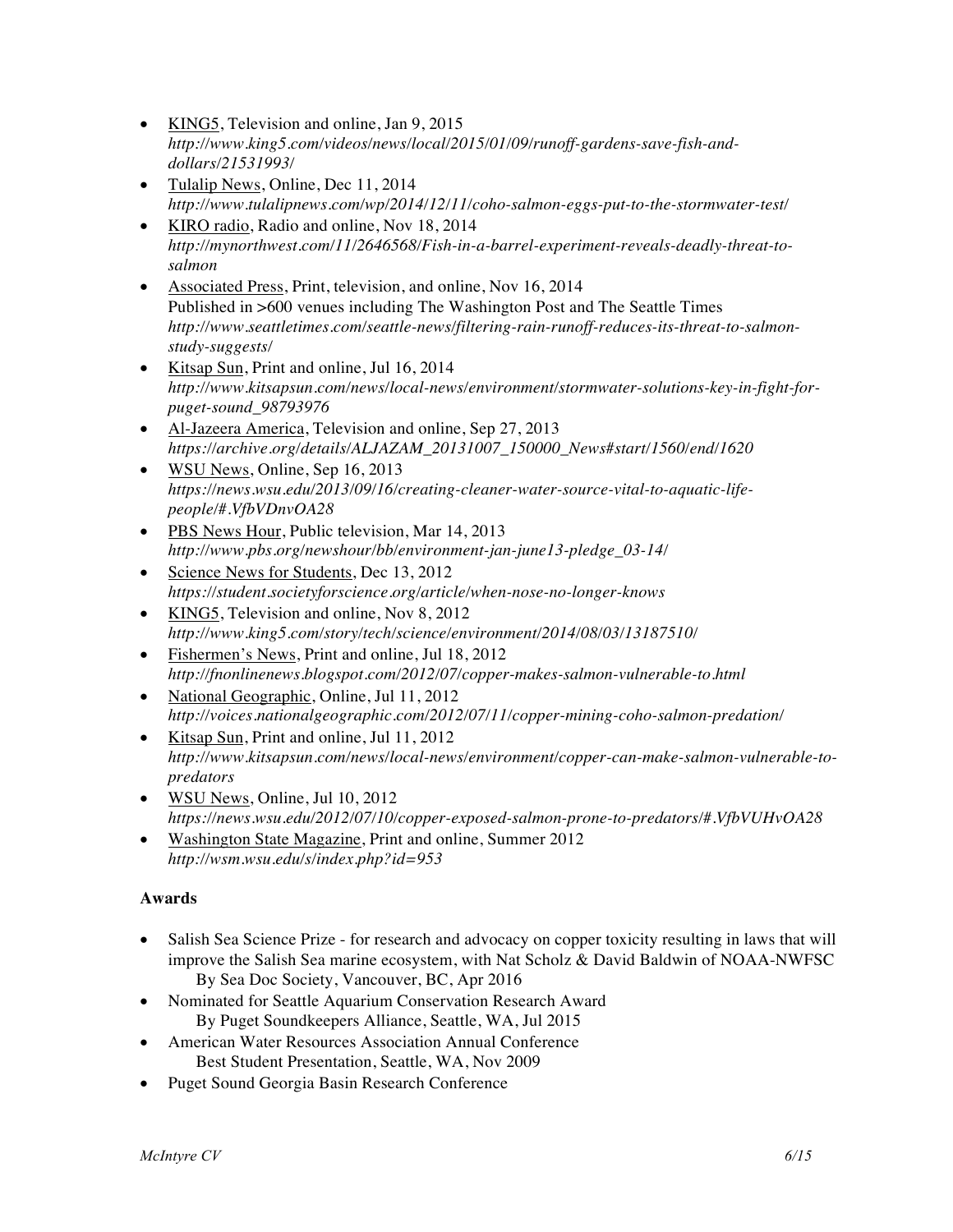- KING5, Television and online, Jan 9, 2015
  *http://www.king5.com/videos/news/local/2015/01/09/runoff-gardens-save-fish-and-dollars/21531993/*
- Tulalip News, Online, Dec 11, 2014
  *http://www.tulalipnews.com/wp/2014/12/11/coho-salmon-eggs-put-to-the-stormwater-test/*
- KIRO radio, Radio and online, Nov 18, 2014
  *http://mynorthwest.com/11/2646568/Fish-in-a-barrel-experiment-reveals-deadly-threat-to-salmon*
- Associated Press, Print, television, and online, Nov 16, 2014
  Published in >600 venues including The Washington Post and The Seattle Times
  *http://www.seattletimes.com/seattle-news/filtering-rain-runoff-reduces-its-threat-to-salmon-study-suggests/*
- Kitsap Sun, Print and online, Jul 16, 2014
  *http://www.kitsapsun.com/news/local-news/environment/stormwater-solutions-key-in-fight-for-puget-sound_98793976*
- Al-Jazeera America, Television and online, Sep 27, 2013
  *https://archive.org/details/ALJAZAM_20131007_150000_News#start/1560/end/1620*
- WSU News, Online, Sep 16, 2013
  *https://news.wsu.edu/2013/09/16/creating-cleaner-water-source-vital-to-aquatic-life-people/#.VfbVDnvOA28*
- PBS News Hour, Public television, Mar 14, 2013
  *http://www.pbs.org/newshour/bb/environment-jan-june13-pledge_03-14/*
- Science News for Students, Dec 13, 2012
  *https://student.societyforscience.org/article/when-nose-no-longer-knows*
- KING5, Television and online, Nov 8, 2012
  *http://www.king5.com/story/tech/science/environment/2014/08/03/13187510/*
- Fishermen's News, Print and online, Jul 18, 2012
  *http://fnonlinenews.blogspot.com/2012/07/copper-makes-salmon-vulnerable-to.html*
- National Geographic, Online, Jul 11, 2012
  *http://voices.nationalgeographic.com/2012/07/11/copper-mining-coho-salmon-predation/*
- Kitsap Sun, Print and online, Jul 11, 2012
  *http://www.kitsapsun.com/news/local-news/environment/copper-can-make-salmon-vulnerable-to-predators*
- WSU News, Online, Jul 10, 2012
  *https://news.wsu.edu/2012/07/10/copper-exposed-salmon-prone-to-predators/#.VfbVUHvOA28*
- Washington State Magazine, Print and online, Summer 2012
  *http://wsm.wsu.edu/s/index.php?id=953*

## Awards

- Salish Sea Science Prize - for research and advocacy on copper toxicity resulting in laws that will improve the Salish Sea marine ecosystem, with Nat Scholz & David Baldwin of NOAA-NWFSC
  By Sea Doc Society, Vancouver, BC, Apr 2016
- Nominated for Seattle Aquarium Conservation Research Award
  By Puget Soundkeepers Alliance, Seattle, WA, Jul 2015
- American Water Resources Association Annual Conference
  Best Student Presentation, Seattle, WA, Nov 2009
- Puget Sound Georgia Basin Research Conference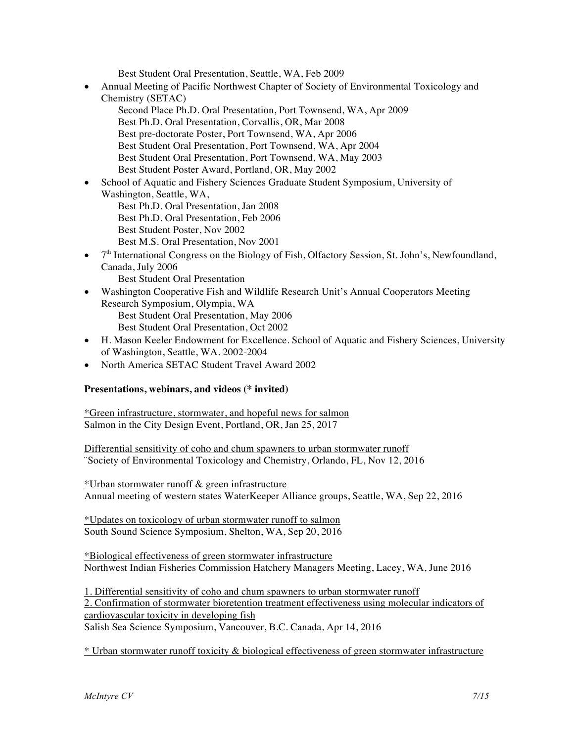Best Student Oral Presentation, Seattle, WA, Feb 2009

- Annual Meeting of Pacific Northwest Chapter of Society of Environmental Toxicology and Chemistry (SETAC)
  - Second Place Ph.D. Oral Presentation, Port Townsend, WA, Apr 2009
  - Best Ph.D. Oral Presentation, Corvallis, OR, Mar 2008
  - Best pre-doctorate Poster, Port Townsend, WA, Apr 2006
  - Best Student Oral Presentation, Port Townsend, WA, Apr 2004
  - Best Student Oral Presentation, Port Townsend, WA, May 2003
  - Best Student Poster Award, Portland, OR, May 2002
- School of Aquatic and Fishery Sciences Graduate Student Symposium, University of Washington, Seattle, WA,
  - Best Ph.D. Oral Presentation, Jan 2008
  - Best Ph.D. Oral Presentation, Feb 2006
  - Best Student Poster, Nov 2002
  - Best M.S. Oral Presentation, Nov 2001
- 7th International Congress on the Biology of Fish, Olfactory Session, St. John's, Newfoundland, Canada, July 2006
  - Best Student Oral Presentation
- Washington Cooperative Fish and Wildlife Research Unit's Annual Cooperators Meeting Research Symposium, Olympia, WA
  - Best Student Oral Presentation, May 2006
  - Best Student Oral Presentation, Oct 2002
- H. Mason Keeler Endowment for Excellence. School of Aquatic and Fishery Sciences, University of Washington, Seattle, WA. 2002-2004
- North America SETAC Student Travel Award 2002

**Presentations, webinars, and videos (* invited)**

<u>*Green infrastructure, stormwater, and hopeful news for salmon</u>
Salmon in the City Design Event, Portland, OR, Jan 25, 2017

<u>Differential sensitivity of coho and chum spawners to urban stormwater runoff</u>
¨Society of Environmental Toxicology and Chemistry, Orlando, FL, Nov 12, 2016

<u>*Urban stormwater runoff & green infrastructure</u>
Annual meeting of western states WaterKeeper Alliance groups, Seattle, WA, Sep 22, 2016

<u>*Updates on toxicology of urban stormwater runoff to salmon</u>
South Sound Science Symposium, Shelton, WA, Sep 20, 2016

<u>*Biological effectiveness of green stormwater infrastructure</u>
Northwest Indian Fisheries Commission Hatchery Managers Meeting, Lacey, WA, June 2016

<u>1. Differential sensitivity of coho and chum spawners to urban stormwater runoff</u>
<u>2. Confirmation of stormwater bioretention treatment effectiveness using molecular indicators of cardiovascular toxicity in developing fish</u>
Salish Sea Science Symposium, Vancouver, B.C. Canada, Apr 14, 2016

<u>* Urban stormwater runoff toxicity & biological effectiveness of green stormwater infrastructure</u>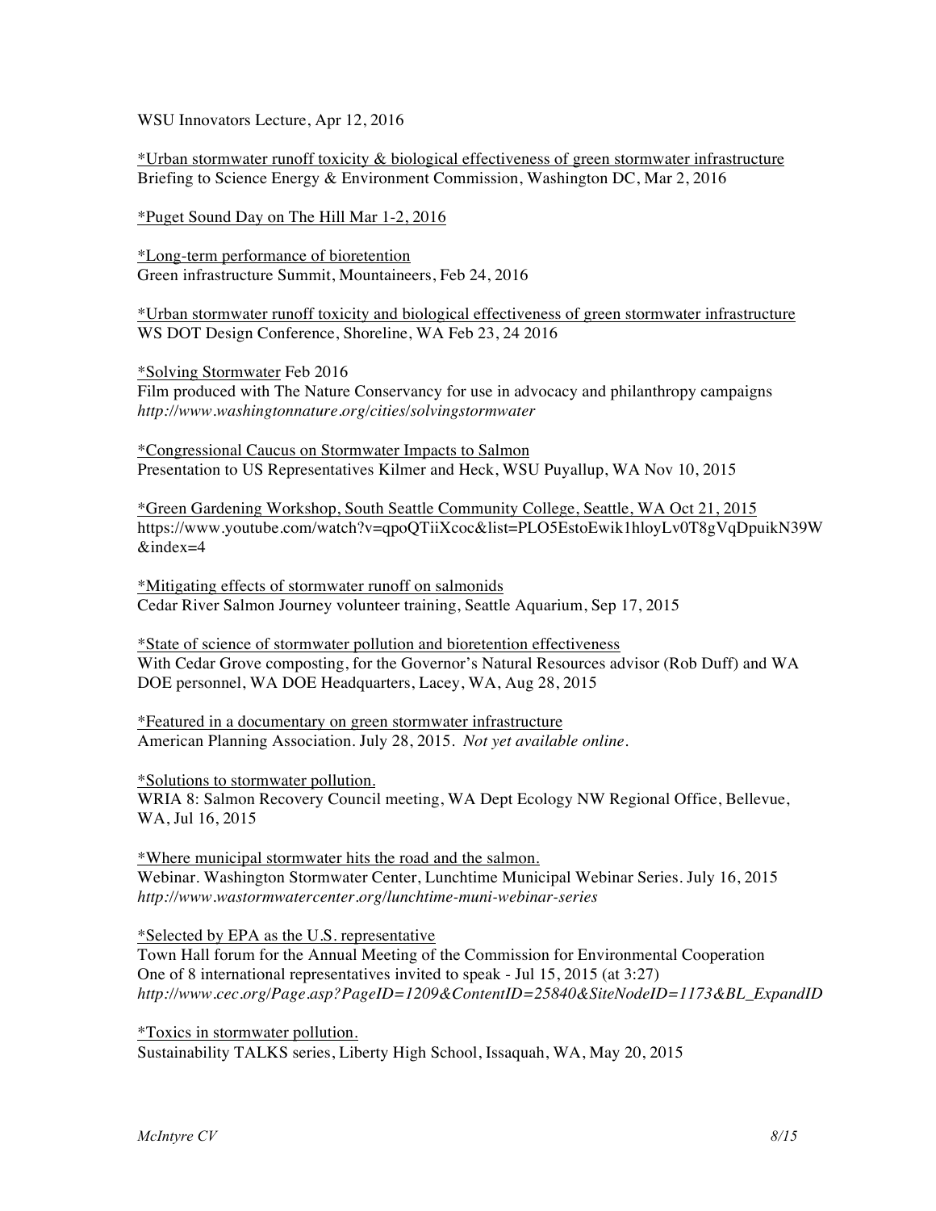WSU Innovators Lecture, Apr 12, 2016

*Urban stormwater runoff toxicity & biological effectiveness of green stormwater infrastructure
Briefing to Science Energy & Environment Commission, Washington DC, Mar 2, 2016

*Puget Sound Day on The Hill Mar 1-2, 2016

*Long-term performance of bioretention
Green infrastructure Summit, Mountaineers, Feb 24, 2016

*Urban stormwater runoff toxicity and biological effectiveness of green stormwater infrastructure
WS DOT Design Conference, Shoreline, WA Feb 23, 24 2016

*Solving Stormwater Feb 2016
Film produced with The Nature Conservancy for use in advocacy and philanthropy campaigns
*http://www.washingtonnature.org/cities/solvingstormwater*

*Congressional Caucus on Stormwater Impacts to Salmon
Presentation to US Representatives Kilmer and Heck, WSU Puyallup, WA Nov 10, 2015

*Green Gardening Workshop, South Seattle Community College, Seattle, WA Oct 21, 2015
https://www.youtube.com/watch?v=qpoQTiiXcoc&list=PLO5EstoEwik1hloyLv0T8gVqDpuikN39W&index=4

*Mitigating effects of stormwater runoff on salmonids
Cedar River Salmon Journey volunteer training, Seattle Aquarium, Sep 17, 2015

*State of science of stormwater pollution and bioretention effectiveness
With Cedar Grove composting, for the Governor's Natural Resources advisor (Rob Duff) and WA DOE personnel, WA DOE Headquarters, Lacey, WA, Aug 28, 2015

*Featured in a documentary on green stormwater infrastructure
American Planning Association. July 28, 2015. *Not yet available online.*

*Solutions to stormwater pollution.
WRIA 8: Salmon Recovery Council meeting, WA Dept Ecology NW Regional Office, Bellevue, WA, Jul 16, 2015

*Where municipal stormwater hits the road and the salmon.
Webinar. Washington Stormwater Center, Lunchtime Municipal Webinar Series. July 16, 2015
*http://www.wastormwatercenter.org/lunchtime-muni-webinar-series*

*Selected by EPA as the U.S. representative
Town Hall forum for the Annual Meeting of the Commission for Environmental Cooperation
One of 8 international representatives invited to speak - Jul 15, 2015 (at 3:27)
*http://www.cec.org/Page.asp?PageID=1209&ContentID=25840&SiteNodeID=1173&BL_ExpandID*

*Toxics in stormwater pollution.
Sustainability TALKS series, Liberty High School, Issaquah, WA, May 20, 2015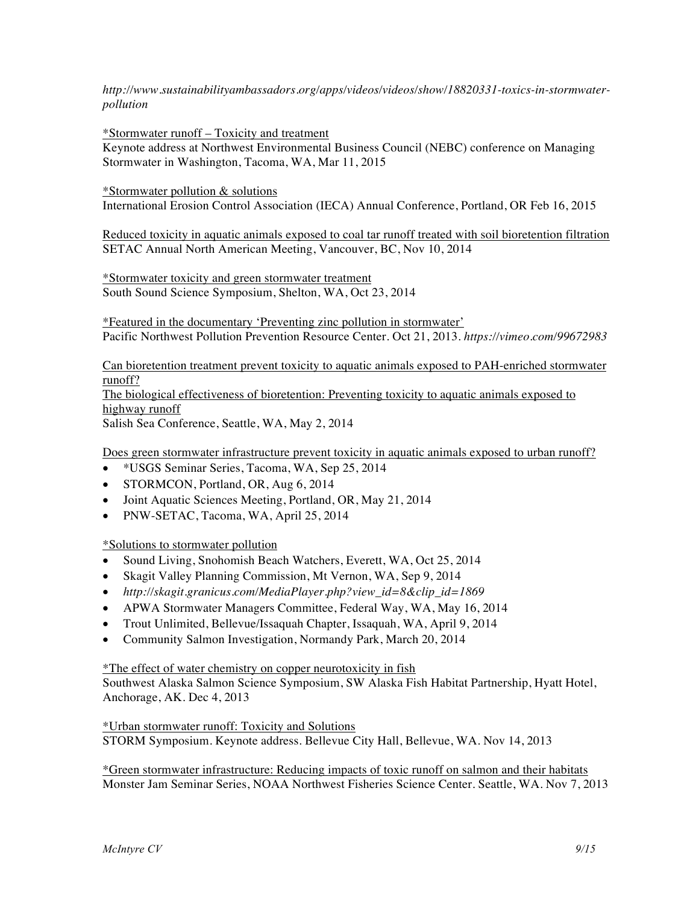*http://www.sustainabilityambassadors.org/apps/videos/videos/show/18820331-toxics-in-stormwater-pollution*

<u>*Stormwater runoff – Toxicity and treatment</u>
Keynote address at Northwest Environmental Business Council (NEBC) conference on Managing Stormwater in Washington, Tacoma, WA, Mar 11, 2015

<u>*Stormwater pollution & solutions</u>
International Erosion Control Association (IECA) Annual Conference, Portland, OR Feb 16, 2015

<u>Reduced toxicity in aquatic animals exposed to coal tar runoff treated with soil bioretention filtration</u>
SETAC Annual North American Meeting, Vancouver, BC, Nov 10, 2014

<u>*Stormwater toxicity and green stormwater treatment</u>
South Sound Science Symposium, Shelton, WA, Oct 23, 2014

<u>*Featured in the documentary 'Preventing zinc pollution in stormwater'</u>
Pacific Northwest Pollution Prevention Resource Center. Oct 21, 2013. *https://vimeo.com/99672983*

<u>Can bioretention treatment prevent toxicity to aquatic animals exposed to PAH-enriched stormwater runoff?</u>
<u>The biological effectiveness of bioretention: Preventing toxicity to aquatic animals exposed to highway runoff</u>
Salish Sea Conference, Seattle, WA, May 2, 2014

<u>Does green stormwater infrastructure prevent toxicity in aquatic animals exposed to urban runoff?</u>

- *USGS Seminar Series, Tacoma, WA, Sep 25, 2014
- STORMCON, Portland, OR, Aug 6, 2014
- Joint Aquatic Sciences Meeting, Portland, OR, May 21, 2014
- PNW-SETAC, Tacoma, WA, April 25, 2014

<u>*Solutions to stormwater pollution</u>

- Sound Living, Snohomish Beach Watchers, Everett, WA, Oct 25, 2014
- Skagit Valley Planning Commission, Mt Vernon, WA, Sep 9, 2014
- *http://skagit.granicus.com/MediaPlayer.php?view_id=8&clip_id=1869*
- APWA Stormwater Managers Committee, Federal Way, WA, May 16, 2014
- Trout Unlimited, Bellevue/Issaquah Chapter, Issaquah, WA, April 9, 2014
- Community Salmon Investigation, Normandy Park, March 20, 2014

<u>*The effect of water chemistry on copper neurotoxicity in fish</u>
Southwest Alaska Salmon Science Symposium, SW Alaska Fish Habitat Partnership, Hyatt Hotel, Anchorage, AK. Dec 4, 2013

<u>*Urban stormwater runoff: Toxicity and Solutions</u>
STORM Symposium. Keynote address. Bellevue City Hall, Bellevue, WA. Nov 14, 2013

<u>*Green stormwater infrastructure: Reducing impacts of toxic runoff on salmon and their habitats</u>
Monster Jam Seminar Series, NOAA Northwest Fisheries Science Center. Seattle, WA. Nov 7, 2013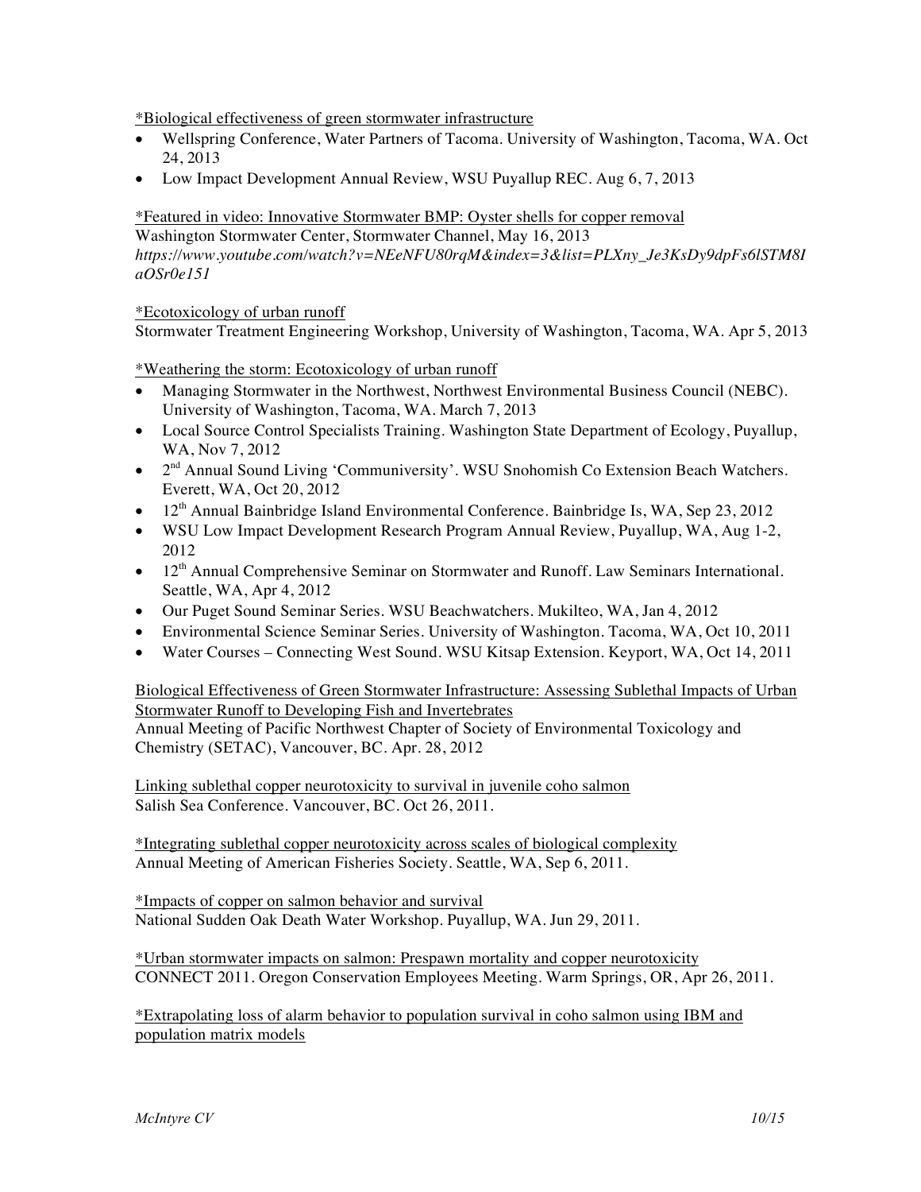*Biological effectiveness of green stormwater infrastructure

- Wellspring Conference, Water Partners of Tacoma. University of Washington, Tacoma, WA. Oct 24, 2013
- Low Impact Development Annual Review, WSU Puyallup REC. Aug 6, 7, 2013

*Featured in video: Innovative Stormwater BMP: Oyster shells for copper removal
Washington Stormwater Center, Stormwater Channel, May 16, 2013
*https://www.youtube.com/watch?v=NEeNFU80rqM&index=3&list=PLXny_Je3KsDy9dpFs6lSTM8IaOSr0e151*

*Ecotoxicology of urban runoff
Stormwater Treatment Engineering Workshop, University of Washington, Tacoma, WA. Apr 5, 2013

*Weathering the storm: Ecotoxicology of urban runoff

- Managing Stormwater in the Northwest, Northwest Environmental Business Council (NEBC). University of Washington, Tacoma, WA. March 7, 2013
- Local Source Control Specialists Training. Washington State Department of Ecology, Puyallup, WA, Nov 7, 2012
- 2nd Annual Sound Living 'Communiversity'. WSU Snohomish Co Extension Beach Watchers. Everett, WA, Oct 20, 2012
- 12th Annual Bainbridge Island Environmental Conference. Bainbridge Is, WA, Sep 23, 2012
- WSU Low Impact Development Research Program Annual Review, Puyallup, WA, Aug 1-2, 2012
- 12th Annual Comprehensive Seminar on Stormwater and Runoff. Law Seminars International. Seattle, WA, Apr 4, 2012
- Our Puget Sound Seminar Series. WSU Beachwatchers. Mukilteo, WA, Jan 4, 2012
- Environmental Science Seminar Series. University of Washington. Tacoma, WA, Oct 10, 2011
- Water Courses – Connecting West Sound. WSU Kitsap Extension. Keyport, WA, Oct 14, 2011

Biological Effectiveness of Green Stormwater Infrastructure: Assessing Sublethal Impacts of Urban Stormwater Runoff to Developing Fish and Invertebrates
Annual Meeting of Pacific Northwest Chapter of Society of Environmental Toxicology and Chemistry (SETAC), Vancouver, BC. Apr. 28, 2012

Linking sublethal copper neurotoxicity to survival in juvenile coho salmon
Salish Sea Conference. Vancouver, BC. Oct 26, 2011.

*Integrating sublethal copper neurotoxicity across scales of biological complexity
Annual Meeting of American Fisheries Society. Seattle, WA, Sep 6, 2011.

*Impacts of copper on salmon behavior and survival
National Sudden Oak Death Water Workshop. Puyallup, WA. Jun 29, 2011.

*Urban stormwater impacts on salmon: Prespawn mortality and copper neurotoxicity
CONNECT 2011. Oregon Conservation Employees Meeting. Warm Springs, OR, Apr 26, 2011.

*Extrapolating loss of alarm behavior to population survival in coho salmon using IBM and population matrix models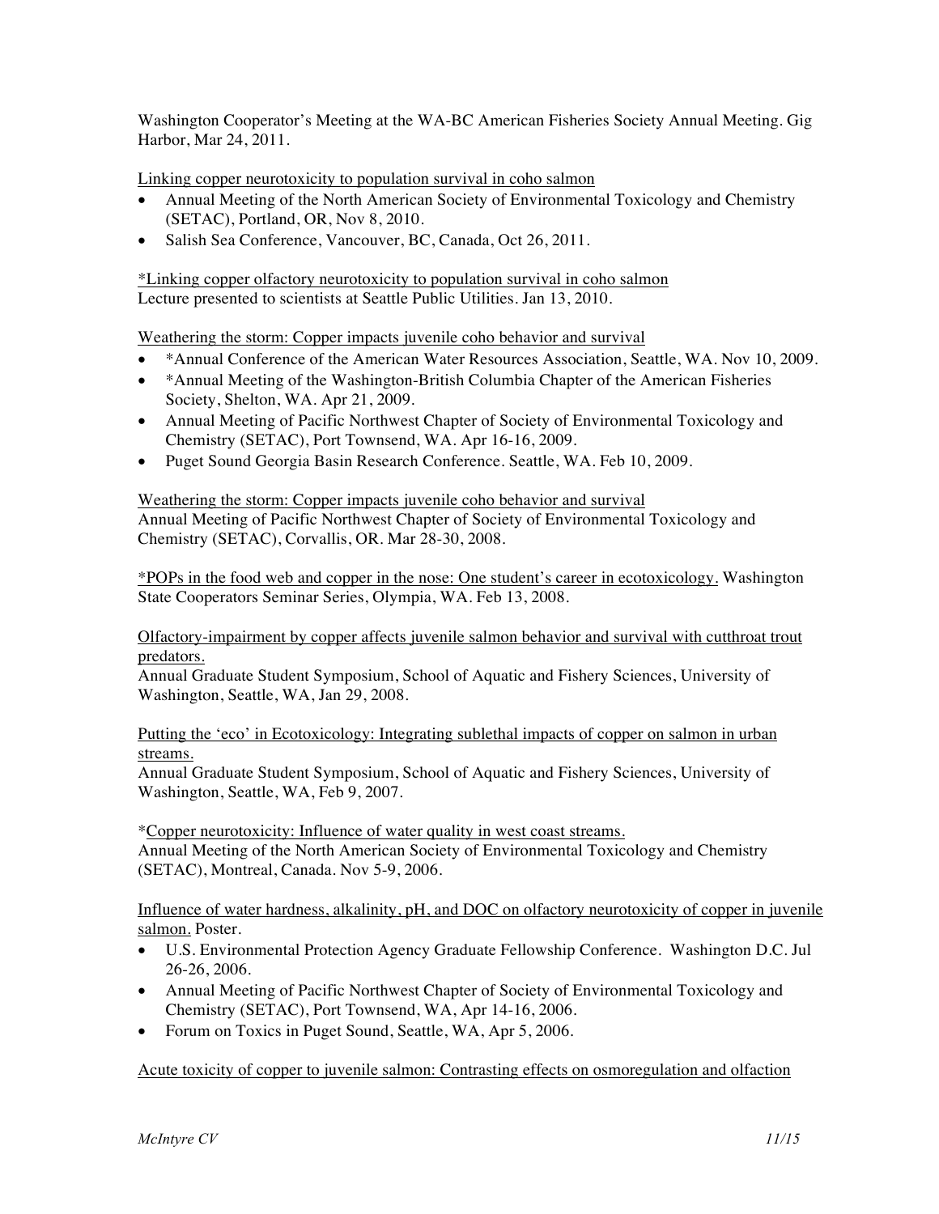Washington Cooperator's Meeting at the WA-BC American Fisheries Society Annual Meeting. Gig Harbor, Mar 24, 2011.

<u>Linking copper neurotoxicity to population survival in coho salmon</u>

- Annual Meeting of the North American Society of Environmental Toxicology and Chemistry (SETAC), Portland, OR, Nov 8, 2010.
- Salish Sea Conference, Vancouver, BC, Canada, Oct 26, 2011.

<u>*Linking copper olfactory neurotoxicity to population survival in coho salmon</u>
Lecture presented to scientists at Seattle Public Utilities. Jan 13, 2010.

<u>Weathering the storm: Copper impacts juvenile coho behavior and survival</u>

- *Annual Conference of the American Water Resources Association, Seattle, WA. Nov 10, 2009.
- *Annual Meeting of the Washington-British Columbia Chapter of the American Fisheries Society, Shelton, WA. Apr 21, 2009.
- Annual Meeting of Pacific Northwest Chapter of Society of Environmental Toxicology and Chemistry (SETAC), Port Townsend, WA. Apr 16-16, 2009.
- Puget Sound Georgia Basin Research Conference. Seattle, WA. Feb 10, 2009.

<u>Weathering the storm: Copper impacts juvenile coho behavior and survival</u>
Annual Meeting of Pacific Northwest Chapter of Society of Environmental Toxicology and Chemistry (SETAC), Corvallis, OR. Mar 28-30, 2008.

<u>*POPs in the food web and copper in the nose: One student's career in ecotoxicology.</u> Washington State Cooperators Seminar Series, Olympia, WA. Feb 13, 2008.

<u>Olfactory-impairment by copper affects juvenile salmon behavior and survival with cutthroat trout predators.</u>
Annual Graduate Student Symposium, School of Aquatic and Fishery Sciences, University of Washington, Seattle, WA, Jan 29, 2008.

<u>Putting the 'eco' in Ecotoxicology: Integrating sublethal impacts of copper on salmon in urban streams.</u>
Annual Graduate Student Symposium, School of Aquatic and Fishery Sciences, University of Washington, Seattle, WA, Feb 9, 2007.

*<u>Copper neurotoxicity: Influence of water quality in west coast streams.</u>
Annual Meeting of the North American Society of Environmental Toxicology and Chemistry (SETAC), Montreal, Canada. Nov 5-9, 2006.

<u>Influence of water hardness, alkalinity, pH, and DOC on olfactory neurotoxicity of copper in juvenile salmon.</u> Poster.

- U.S. Environmental Protection Agency Graduate Fellowship Conference. Washington D.C. Jul 26-26, 2006.
- Annual Meeting of Pacific Northwest Chapter of Society of Environmental Toxicology and Chemistry (SETAC), Port Townsend, WA, Apr 14-16, 2006.
- Forum on Toxics in Puget Sound, Seattle, WA, Apr 5, 2006.

<u>Acute toxicity of copper to juvenile salmon: Contrasting effects on osmoregulation and olfaction</u>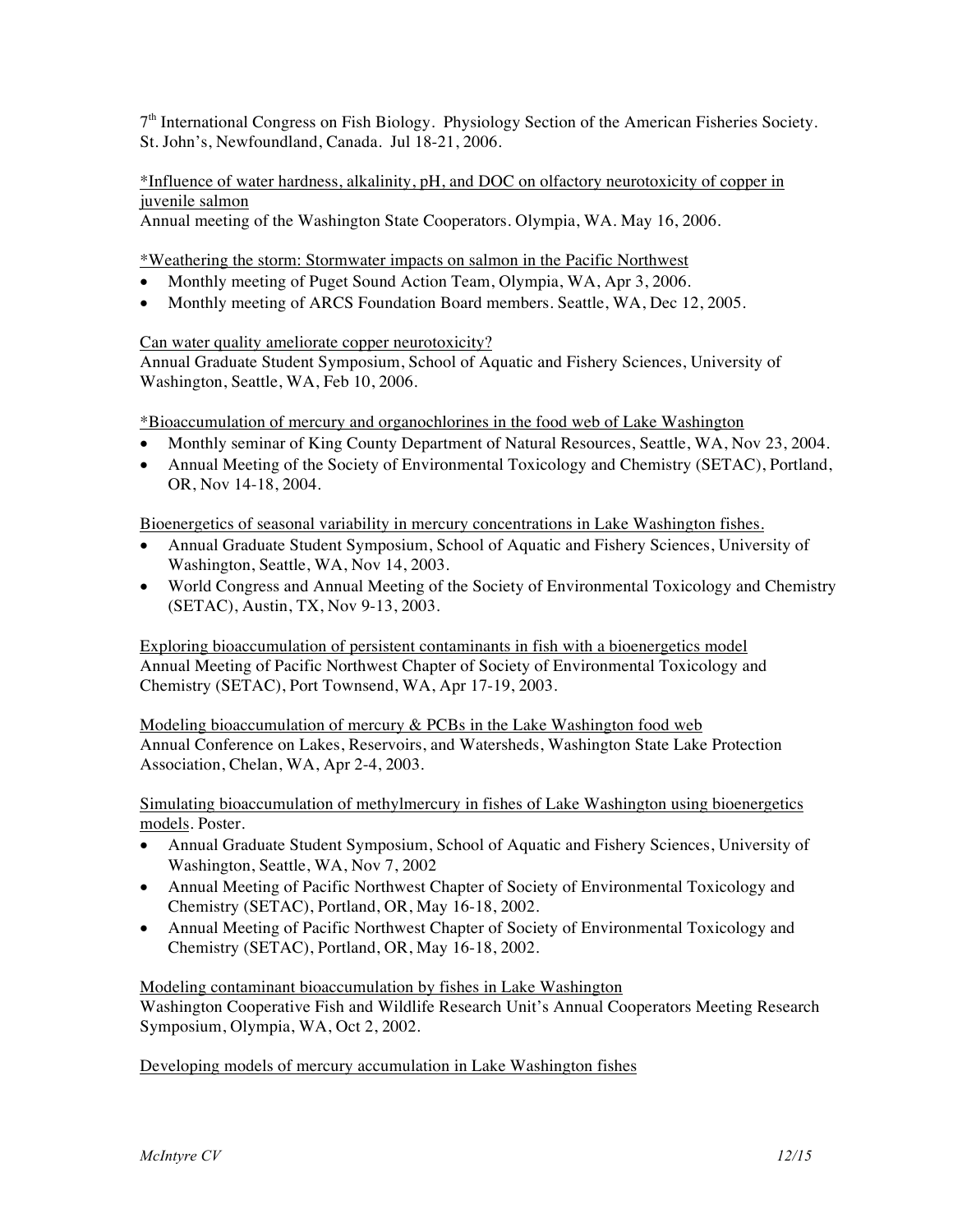7th International Congress on Fish Biology. Physiology Section of the American Fisheries Society. St. John's, Newfoundland, Canada. Jul 18-21, 2006.

<u>*Influence of water hardness, alkalinity, pH, and DOC on olfactory neurotoxicity of copper in juvenile salmon</u>
Annual meeting of the Washington State Cooperators. Olympia, WA. May 16, 2006.

<u>*Weathering the storm: Stormwater impacts on salmon in the Pacific Northwest</u>

- Monthly meeting of Puget Sound Action Team, Olympia, WA, Apr 3, 2006.
- Monthly meeting of ARCS Foundation Board members. Seattle, WA, Dec 12, 2005.

<u>Can water quality ameliorate copper neurotoxicity?</u>
Annual Graduate Student Symposium, School of Aquatic and Fishery Sciences, University of Washington, Seattle, WA, Feb 10, 2006.

<u>*Bioaccumulation of mercury and organochlorines in the food web of Lake Washington</u>

- Monthly seminar of King County Department of Natural Resources, Seattle, WA, Nov 23, 2004.
- Annual Meeting of the Society of Environmental Toxicology and Chemistry (SETAC), Portland, OR, Nov 14-18, 2004.

<u>Bioenergetics of seasonal variability in mercury concentrations in Lake Washington fishes.</u>

- Annual Graduate Student Symposium, School of Aquatic and Fishery Sciences, University of Washington, Seattle, WA, Nov 14, 2003.
- World Congress and Annual Meeting of the Society of Environmental Toxicology and Chemistry (SETAC), Austin, TX, Nov 9-13, 2003.

<u>Exploring bioaccumulation of persistent contaminants in fish with a bioenergetics model</u>
Annual Meeting of Pacific Northwest Chapter of Society of Environmental Toxicology and Chemistry (SETAC), Port Townsend, WA, Apr 17-19, 2003.

<u>Modeling bioaccumulation of mercury & PCBs in the Lake Washington food web</u>
Annual Conference on Lakes, Reservoirs, and Watersheds, Washington State Lake Protection Association, Chelan, WA, Apr 2-4, 2003.

<u>Simulating bioaccumulation of methylmercury in fishes of Lake Washington using bioenergetics models</u>. Poster.

- Annual Graduate Student Symposium, School of Aquatic and Fishery Sciences, University of Washington, Seattle, WA, Nov 7, 2002
- Annual Meeting of Pacific Northwest Chapter of Society of Environmental Toxicology and Chemistry (SETAC), Portland, OR, May 16-18, 2002.
- Annual Meeting of Pacific Northwest Chapter of Society of Environmental Toxicology and Chemistry (SETAC), Portland, OR, May 16-18, 2002.

<u>Modeling contaminant bioaccumulation by fishes in Lake Washington</u>
Washington Cooperative Fish and Wildlife Research Unit's Annual Cooperators Meeting Research Symposium, Olympia, WA, Oct 2, 2002.

<u>Developing models of mercury accumulation in Lake Washington fishes</u>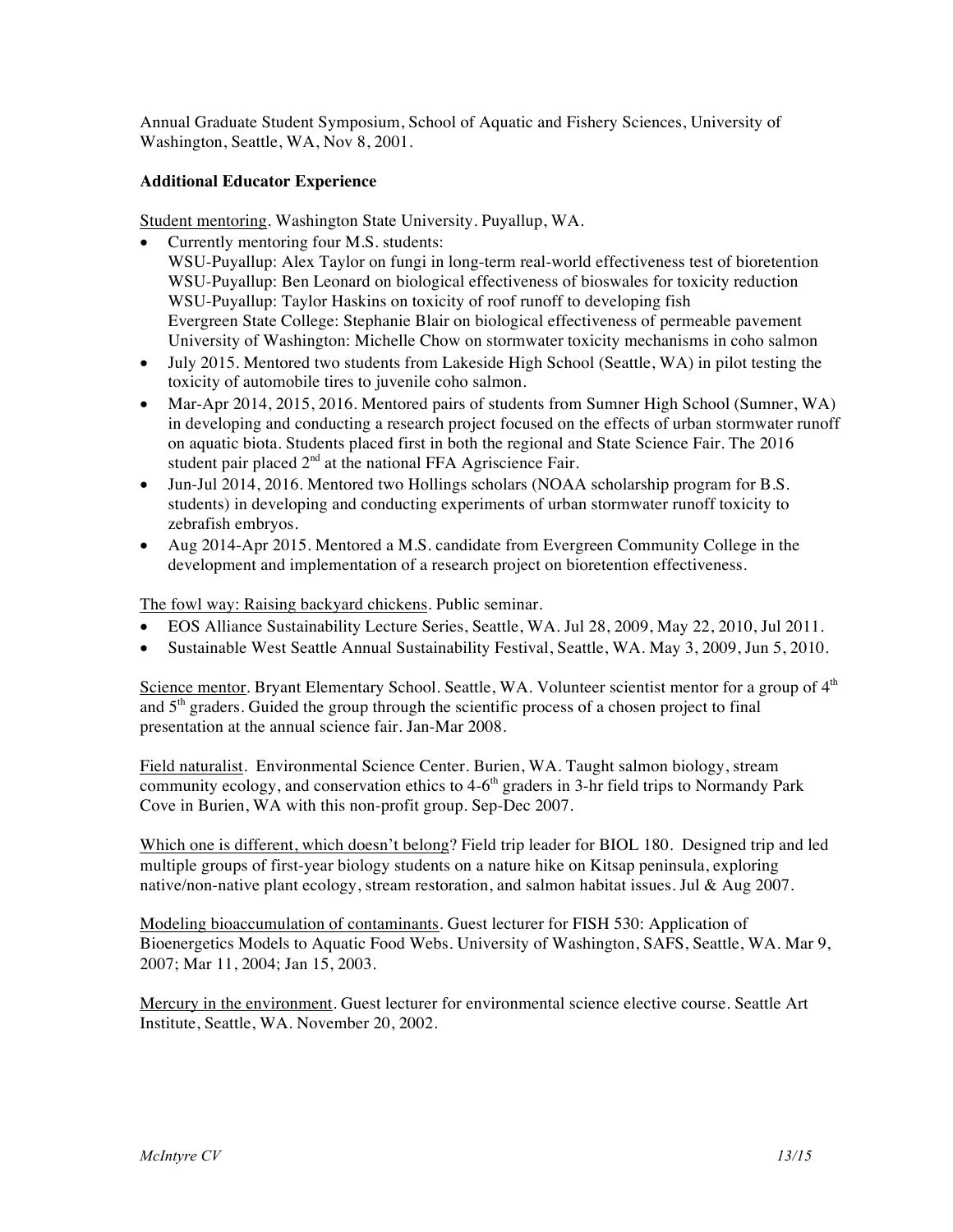Annual Graduate Student Symposium, School of Aquatic and Fishery Sciences, University of Washington, Seattle, WA, Nov 8, 2001.

**Additional Educator Experience**

Student mentoring. Washington State University. Puyallup, WA.

- Currently mentoring four M.S. students:
  WSU-Puyallup: Alex Taylor on fungi in long-term real-world effectiveness test of bioretention
  WSU-Puyallup: Ben Leonard on biological effectiveness of bioswales for toxicity reduction
  WSU-Puyallup: Taylor Haskins on toxicity of roof runoff to developing fish
  Evergreen State College: Stephanie Blair on biological effectiveness of permeable pavement
  University of Washington: Michelle Chow on stormwater toxicity mechanisms in coho salmon
- July 2015. Mentored two students from Lakeside High School (Seattle, WA) in pilot testing the toxicity of automobile tires to juvenile coho salmon.
- Mar-Apr 2014, 2015, 2016. Mentored pairs of students from Sumner High School (Sumner, WA) in developing and conducting a research project focused on the effects of urban stormwater runoff on aquatic biota. Students placed first in both the regional and State Science Fair. The 2016 student pair placed 2nd at the national FFA Agriscience Fair.
- Jun-Jul 2014, 2016. Mentored two Hollings scholars (NOAA scholarship program for B.S. students) in developing and conducting experiments of urban stormwater runoff toxicity to zebrafish embryos.
- Aug 2014-Apr 2015. Mentored a M.S. candidate from Evergreen Community College in the development and implementation of a research project on bioretention effectiveness.

The fowl way: Raising backyard chickens. Public seminar.

- EOS Alliance Sustainability Lecture Series, Seattle, WA. Jul 28, 2009, May 22, 2010, Jul 2011.
- Sustainable West Seattle Annual Sustainability Festival, Seattle, WA. May 3, 2009, Jun 5, 2010.

Science mentor. Bryant Elementary School. Seattle, WA. Volunteer scientist mentor for a group of 4th and 5th graders. Guided the group through the scientific process of a chosen project to final presentation at the annual science fair. Jan-Mar 2008.

Field naturalist. Environmental Science Center. Burien, WA. Taught salmon biology, stream community ecology, and conservation ethics to 4-6th graders in 3-hr field trips to Normandy Park Cove in Burien, WA with this non-profit group. Sep-Dec 2007.

Which one is different, which doesn't belong? Field trip leader for BIOL 180. Designed trip and led multiple groups of first-year biology students on a nature hike on Kitsap peninsula, exploring native/non-native plant ecology, stream restoration, and salmon habitat issues. Jul & Aug 2007.

Modeling bioaccumulation of contaminants. Guest lecturer for FISH 530: Application of Bioenergetics Models to Aquatic Food Webs. University of Washington, SAFS, Seattle, WA. Mar 9, 2007; Mar 11, 2004; Jan 15, 2003.

Mercury in the environment. Guest lecturer for environmental science elective course. Seattle Art Institute, Seattle, WA. November 20, 2002.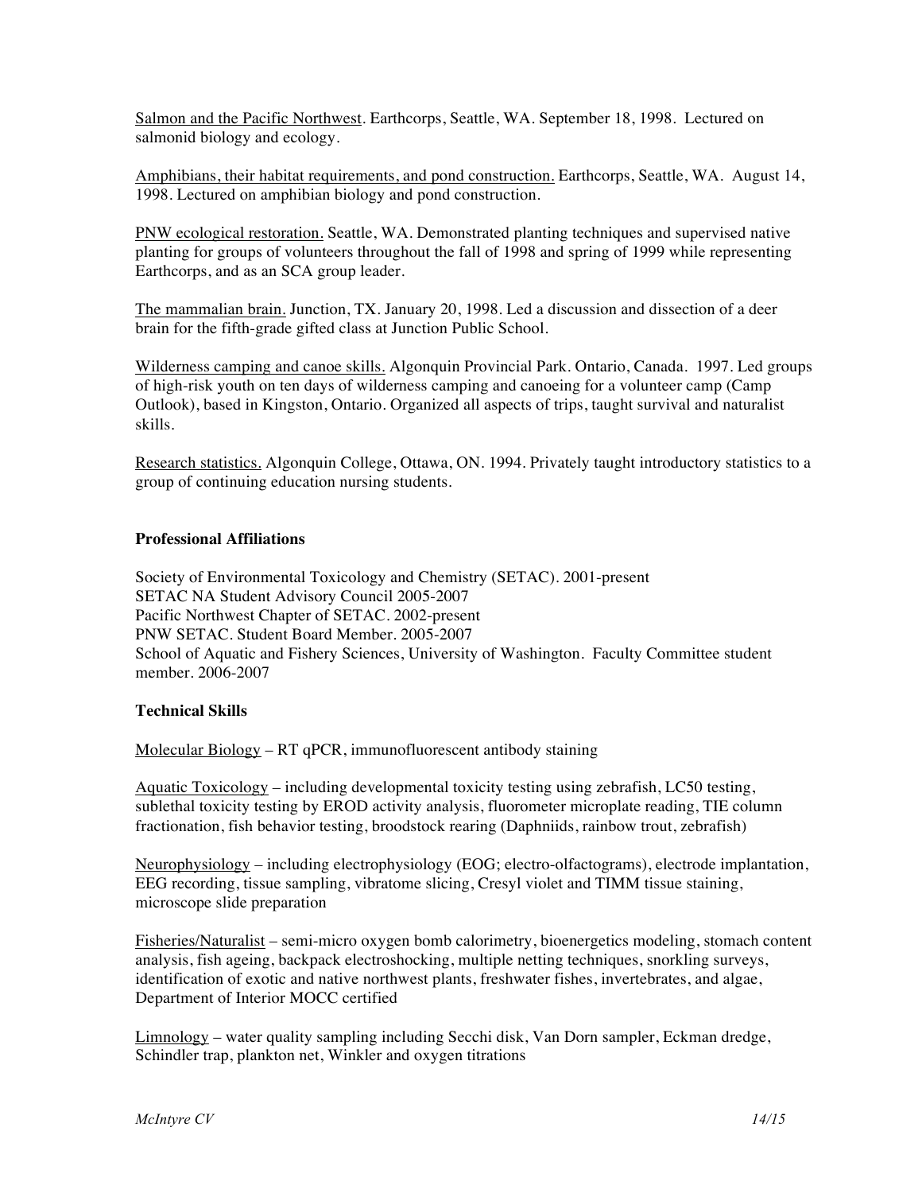Salmon and the Pacific Northwest. Earthcorps, Seattle, WA. September 18, 1998. Lectured on salmonid biology and ecology.

Amphibians, their habitat requirements, and pond construction. Earthcorps, Seattle, WA. August 14, 1998. Lectured on amphibian biology and pond construction.

PNW ecological restoration. Seattle, WA. Demonstrated planting techniques and supervised native planting for groups of volunteers throughout the fall of 1998 and spring of 1999 while representing Earthcorps, and as an SCA group leader.

The mammalian brain. Junction, TX. January 20, 1998. Led a discussion and dissection of a deer brain for the fifth-grade gifted class at Junction Public School.

Wilderness camping and canoe skills. Algonquin Provincial Park. Ontario, Canada. 1997. Led groups of high-risk youth on ten days of wilderness camping and canoeing for a volunteer camp (Camp Outlook), based in Kingston, Ontario. Organized all aspects of trips, taught survival and naturalist skills.

Research statistics. Algonquin College, Ottawa, ON. 1994. Privately taught introductory statistics to a group of continuing education nursing students.

**Professional Affiliations**

Society of Environmental Toxicology and Chemistry (SETAC). 2001-present
SETAC NA Student Advisory Council 2005-2007
Pacific Northwest Chapter of SETAC. 2002-present
PNW SETAC. Student Board Member. 2005-2007
School of Aquatic and Fishery Sciences, University of Washington. Faculty Committee student member. 2006-2007

**Technical Skills**

Molecular Biology – RT qPCR, immunofluorescent antibody staining

Aquatic Toxicology – including developmental toxicity testing using zebrafish, LC50 testing, sublethal toxicity testing by EROD activity analysis, fluorometer microplate reading, TIE column fractionation, fish behavior testing, broodstock rearing (Daphniids, rainbow trout, zebrafish)

Neurophysiology – including electrophysiology (EOG; electro-olfactograms), electrode implantation, EEG recording, tissue sampling, vibratome slicing, Cresyl violet and TIMM tissue staining, microscope slide preparation

Fisheries/Naturalist – semi-micro oxygen bomb calorimetry, bioenergetics modeling, stomach content analysis, fish ageing, backpack electroshocking, multiple netting techniques, snorkling surveys, identification of exotic and native northwest plants, freshwater fishes, invertebrates, and algae, Department of Interior MOCC certified

Limnology – water quality sampling including Secchi disk, Van Dorn sampler, Eckman dredge, Schindler trap, plankton net, Winkler and oxygen titrations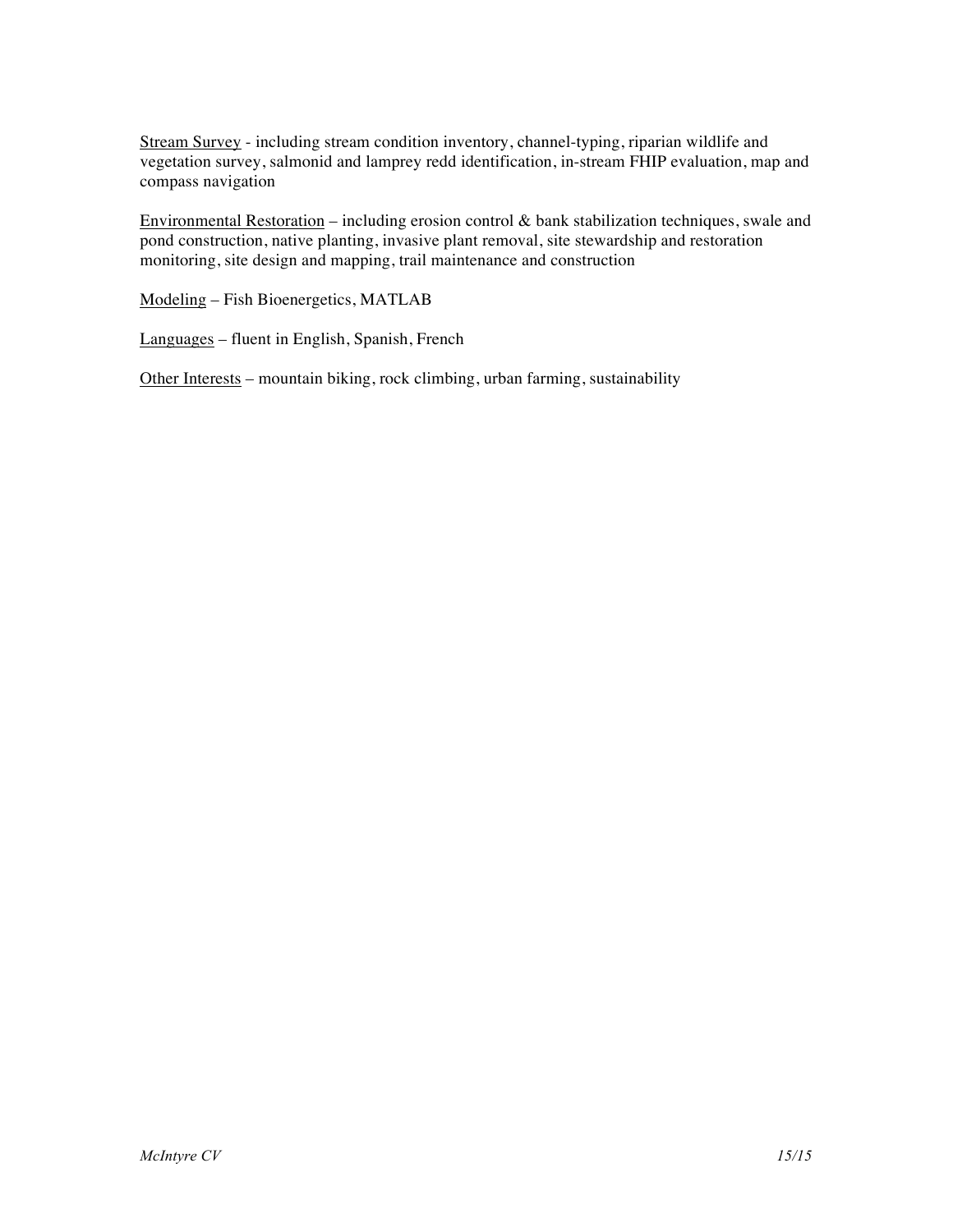<u>Stream Survey</u> - including stream condition inventory, channel-typing, riparian wildlife and vegetation survey, salmonid and lamprey redd identification, in-stream FHIP evaluation, map and compass navigation

<u>Environmental Restoration</u> – including erosion control & bank stabilization techniques, swale and pond construction, native planting, invasive plant removal, site stewardship and restoration monitoring, site design and mapping, trail maintenance and construction

<u>Modeling</u> – Fish Bioenergetics, MATLAB

<u>Languages</u> – fluent in English, Spanish, French

<u>Other Interests</u> – mountain biking, rock climbing, urban farming, sustainability